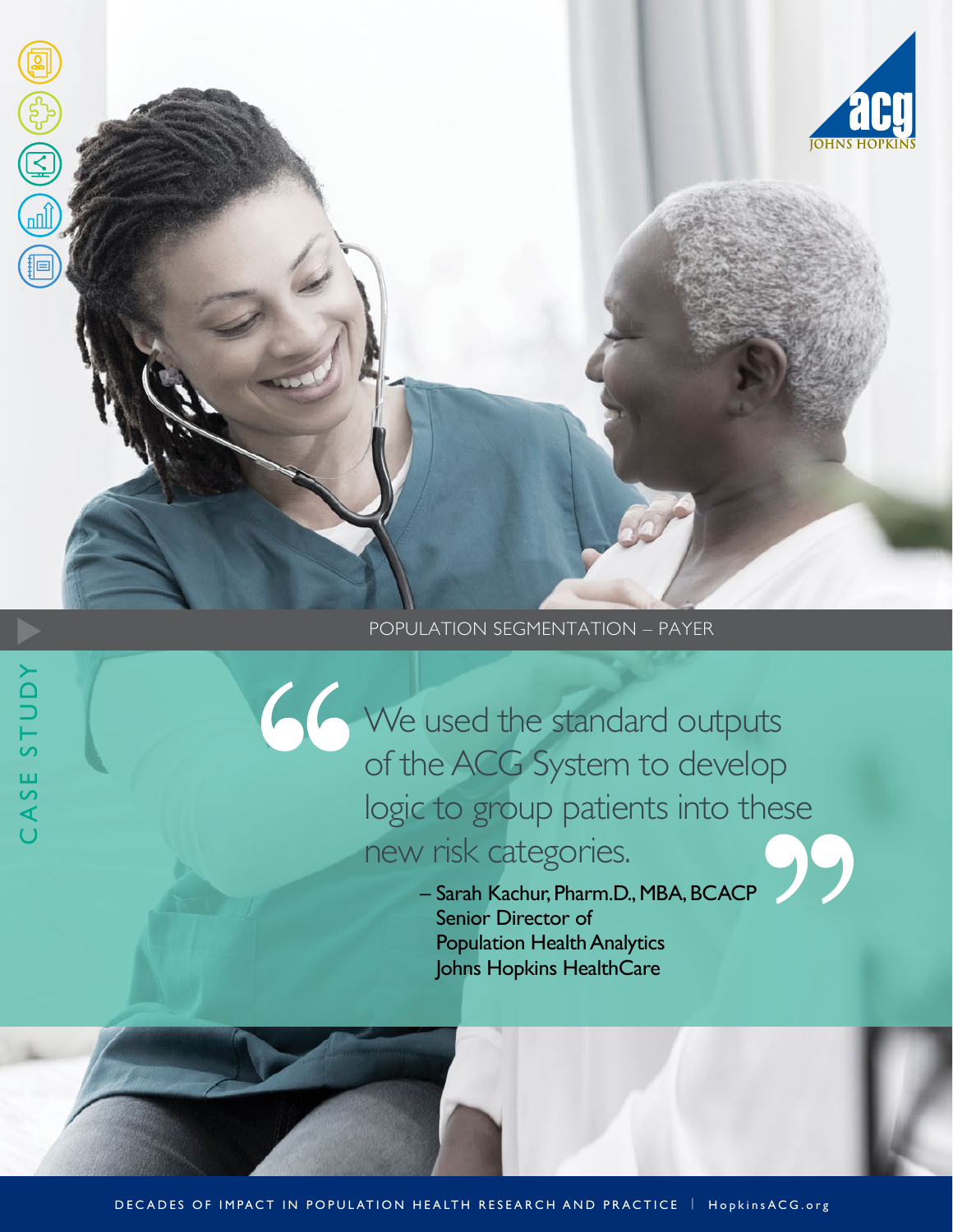POPULATION SEGMENTATION – PAYER

CASE STUDY

> We used the standard outputs of the ACG System to develop logic to group patients into these new risk categories.
>
> – Sarah Kachur, Pharm.D., MBA, BCACP
> Senior Director of
> Population Health Analytics
> Johns Hopkins HealthCare

DECADES OF IMPACT IN POPULATION HEALTH RESEARCH AND PRACTICE | HopkinsACG.org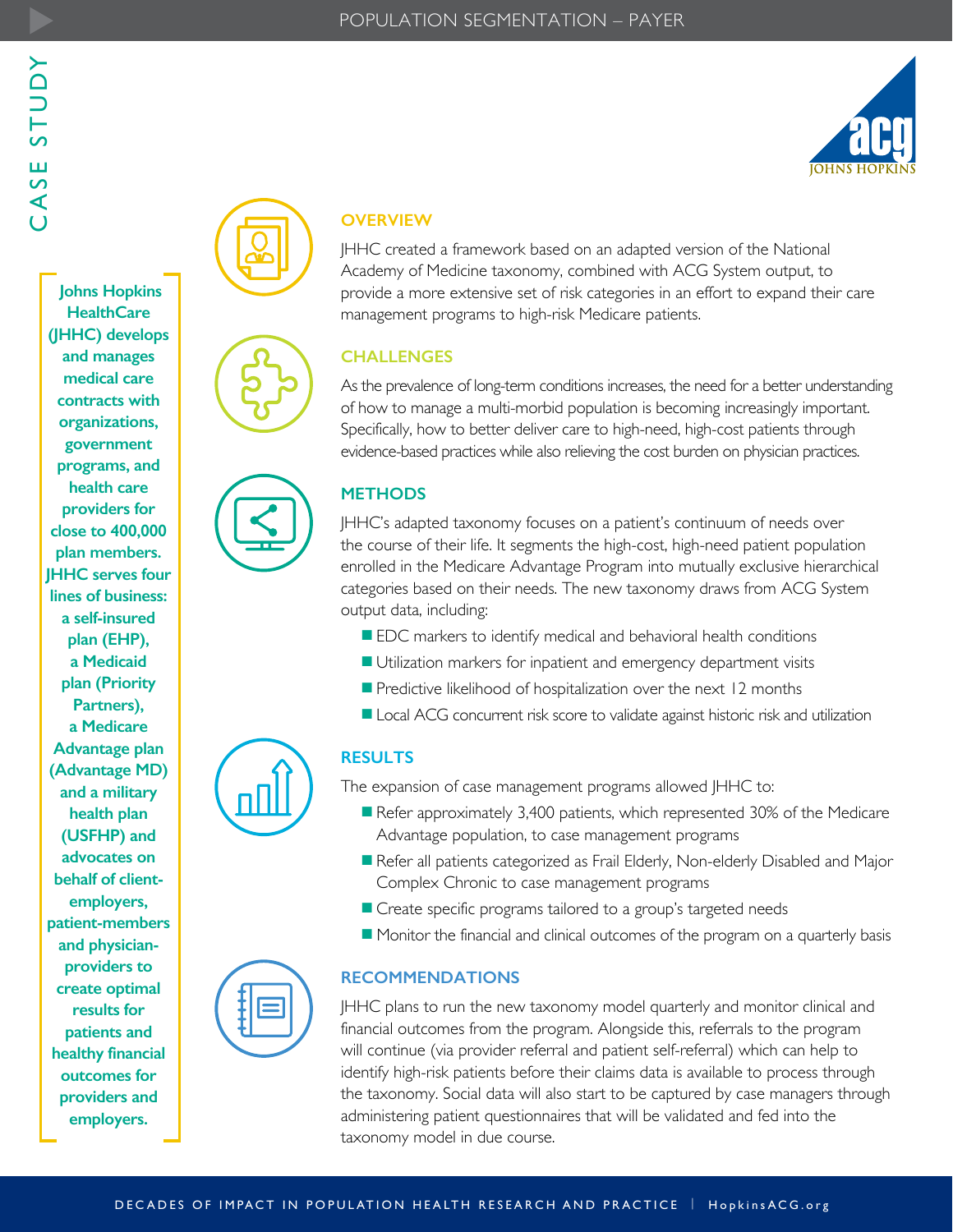# CASE STUDY

## POPULATION SEGMENTATION – PAYER

**Johns Hopkins HealthCare (JHHC) develops and manages medical care contracts with organizations, government programs, and health care providers for close to 400,000 plan members. JHHC serves four lines of business: a self-insured plan (EHP), a Medicaid plan (Priority Partners), a Medicare Advantage plan (Advantage MD) and a military health plan (USFHP) and advocates on behalf of client-employers, patient-members and physician-providers to create optimal results for patients and healthy financial outcomes for providers and employers.**

### OVERVIEW

JHHC created a framework based on an adapted version of the National Academy of Medicine taxonomy, combined with ACG System output, to provide a more extensive set of risk categories in an effort to expand their care management programs to high-risk Medicare patients.

### CHALLENGES

As the prevalence of long-term conditions increases, the need for a better understanding of how to manage a multi-morbid population is becoming increasingly important. Specifically, how to better deliver care to high-need, high-cost patients through evidence-based practices while also relieving the cost burden on physician practices.

### METHODS

JHHC's adapted taxonomy focuses on a patient's continuum of needs over the course of their life. It segments the high-cost, high-need patient population enrolled in the Medicare Advantage Program into mutually exclusive hierarchical categories based on their needs. The new taxonomy draws from ACG System output data, including:

- EDC markers to identify medical and behavioral health conditions
- Utilization markers for inpatient and emergency department visits
- Predictive likelihood of hospitalization over the next 12 months
- Local ACG concurrent risk score to validate against historic risk and utilization

### RESULTS

The expansion of case management programs allowed JHHC to:

- Refer approximately 3,400 patients, which represented 30% of the Medicare Advantage population, to case management programs
- Refer all patients categorized as Frail Elderly, Non-elderly Disabled and Major Complex Chronic to case management programs
- Create specific programs tailored to a group's targeted needs
- Monitor the financial and clinical outcomes of the program on a quarterly basis

### RECOMMENDATIONS

JHHC plans to run the new taxonomy model quarterly and monitor clinical and financial outcomes from the program. Alongside this, referrals to the program will continue (via provider referral and patient self-referral) which can help to identify high-risk patients before their claims data is available to process through the taxonomy. Social data will also start to be captured by case managers through administering patient questionnaires that will be validated and fed into the taxonomy model in due course.